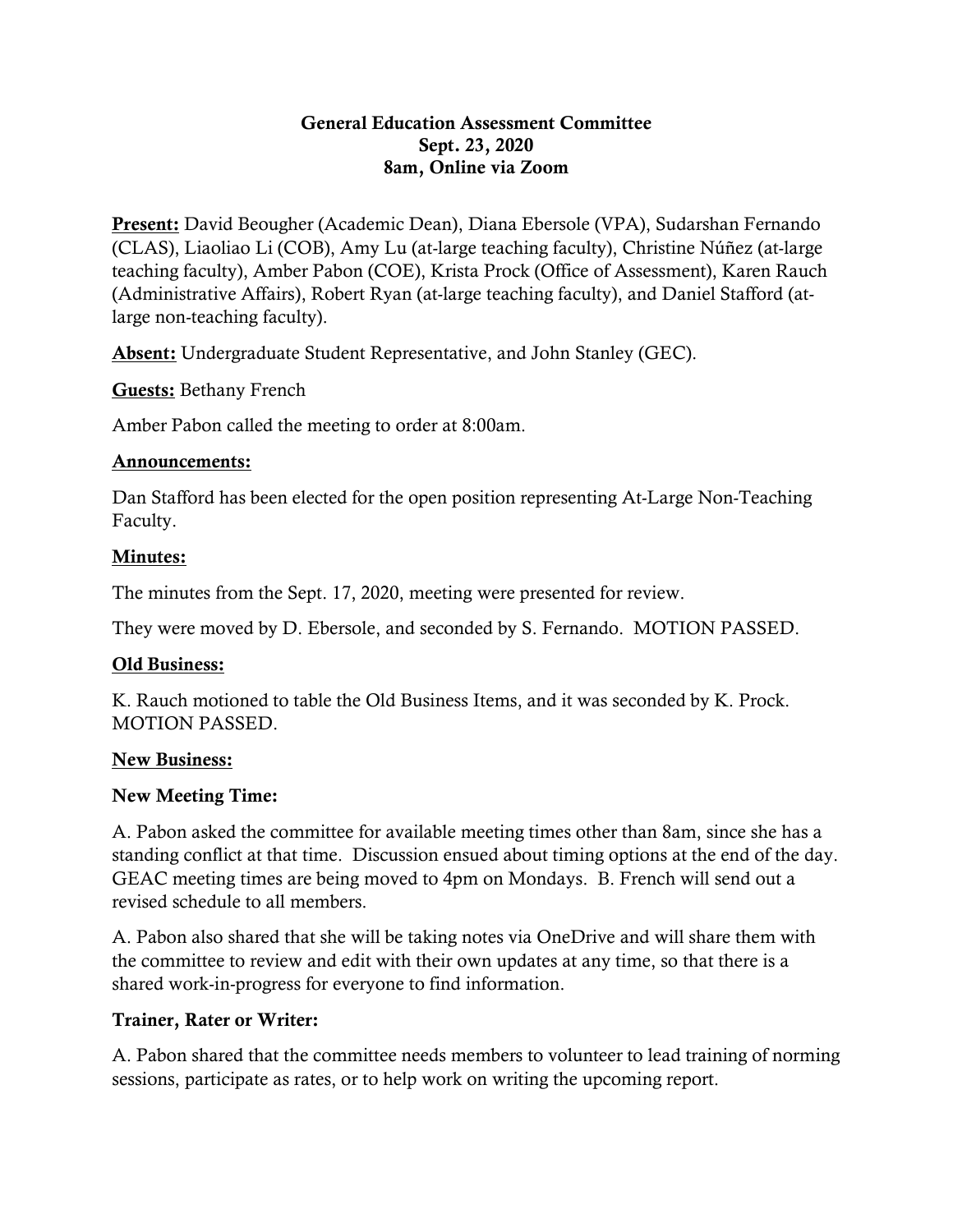# General Education Assessment Committee
## Sept. 23, 2020
## 8am, Online via Zoom

**Present:** David Beougher (Academic Dean), Diana Ebersole (VPA), Sudarshan Fernando (CLAS), Liaoliao Li (COB), Amy Lu (at-large teaching faculty), Christine Núñez (at-large teaching faculty), Amber Pabon (COE), Krista Prock (Office of Assessment), Karen Rauch (Administrative Affairs), Robert Ryan (at-large teaching faculty), and Daniel Stafford (at-large non-teaching faculty).

**Absent:** Undergraduate Student Representative, and John Stanley (GEC).

**Guests:** Bethany French

Amber Pabon called the meeting to order at 8:00am.

**Announcements:**

Dan Stafford has been elected for the open position representing At-Large Non-Teaching Faculty.

**Minutes:**

The minutes from the Sept. 17, 2020, meeting were presented for review.

They were moved by D. Ebersole, and seconded by S. Fernando. MOTION PASSED.

**Old Business:**

K. Rauch motioned to table the Old Business Items, and it was seconded by K. Prock. MOTION PASSED.

**New Business:**

**New Meeting Time:**

A. Pabon asked the committee for available meeting times other than 8am, since she has a standing conflict at that time. Discussion ensued about timing options at the end of the day. GEAC meeting times are being moved to 4pm on Mondays. B. French will send out a revised schedule to all members.

A. Pabon also shared that she will be taking notes via OneDrive and will share them with the committee to review and edit with their own updates at any time, so that there is a shared work-in-progress for everyone to find information.

**Trainer, Rater or Writer:**

A. Pabon shared that the committee needs members to volunteer to lead training of norming sessions, participate as rates, or to help work on writing the upcoming report.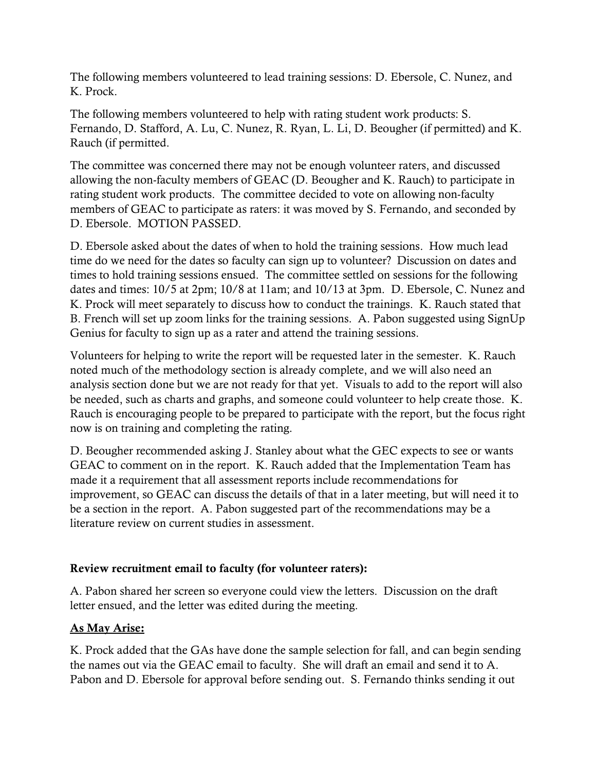The following members volunteered to lead training sessions: D. Ebersole, C. Nunez, and K. Prock.

The following members volunteered to help with rating student work products: S. Fernando, D. Stafford, A. Lu, C. Nunez, R. Ryan, L. Li, D. Beougher (if permitted) and K. Rauch (if permitted.

The committee was concerned there may not be enough volunteer raters, and discussed allowing the non-faculty members of GEAC (D. Beougher and K. Rauch) to participate in rating student work products. The committee decided to vote on allowing non-faculty members of GEAC to participate as raters: it was moved by S. Fernando, and seconded by D. Ebersole. MOTION PASSED.

D. Ebersole asked about the dates of when to hold the training sessions. How much lead time do we need for the dates so faculty can sign up to volunteer? Discussion on dates and times to hold training sessions ensued. The committee settled on sessions for the following dates and times: 10/5 at 2pm; 10/8 at 11am; and 10/13 at 3pm. D. Ebersole, C. Nunez and K. Prock will meet separately to discuss how to conduct the trainings. K. Rauch stated that B. French will set up zoom links for the training sessions. A. Pabon suggested using SignUp Genius for faculty to sign up as a rater and attend the training sessions.

Volunteers for helping to write the report will be requested later in the semester. K. Rauch noted much of the methodology section is already complete, and we will also need an analysis section done but we are not ready for that yet. Visuals to add to the report will also be needed, such as charts and graphs, and someone could volunteer to help create those. K. Rauch is encouraging people to be prepared to participate with the report, but the focus right now is on training and completing the rating.

D. Beougher recommended asking J. Stanley about what the GEC expects to see or wants GEAC to comment on in the report. K. Rauch added that the Implementation Team has made it a requirement that all assessment reports include recommendations for improvement, so GEAC can discuss the details of that in a later meeting, but will need it to be a section in the report. A. Pabon suggested part of the recommendations may be a literature review on current studies in assessment.

**Review recruitment email to faculty (for volunteer raters):**

A. Pabon shared her screen so everyone could view the letters. Discussion on the draft letter ensued, and the letter was edited during the meeting.

**As May Arise:**

K. Prock added that the GAs have done the sample selection for fall, and can begin sending the names out via the GEAC email to faculty. She will draft an email and send it to A. Pabon and D. Ebersole for approval before sending out. S. Fernando thinks sending it out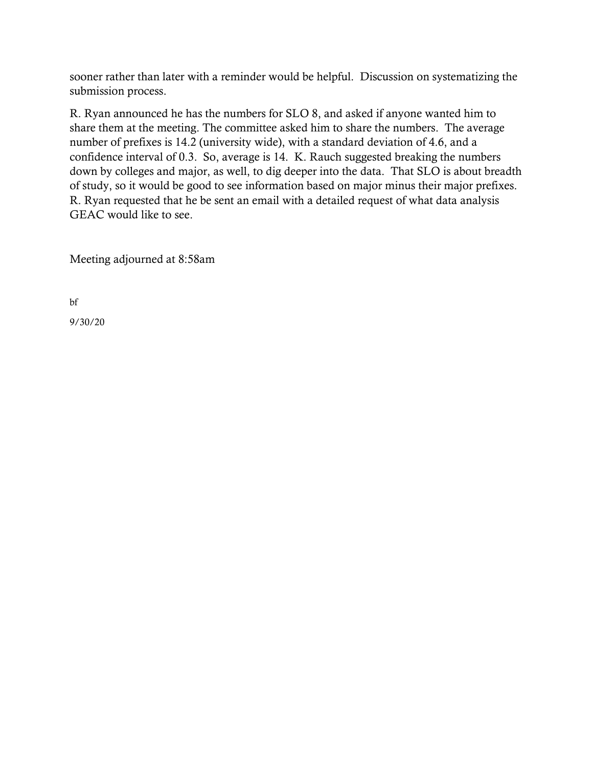sooner rather than later with a reminder would be helpful. Discussion on systematizing the submission process.

R. Ryan announced he has the numbers for SLO 8, and asked if anyone wanted him to share them at the meeting. The committee asked him to share the numbers. The average number of prefixes is 14.2 (university wide), with a standard deviation of 4.6, and a confidence interval of 0.3. So, average is 14. K. Rauch suggested breaking the numbers down by colleges and major, as well, to dig deeper into the data. That SLO is about breadth of study, so it would be good to see information based on major minus their major prefixes. R. Ryan requested that he be sent an email with a detailed request of what data analysis GEAC would like to see.

Meeting adjourned at 8:58am

bf

9/30/20